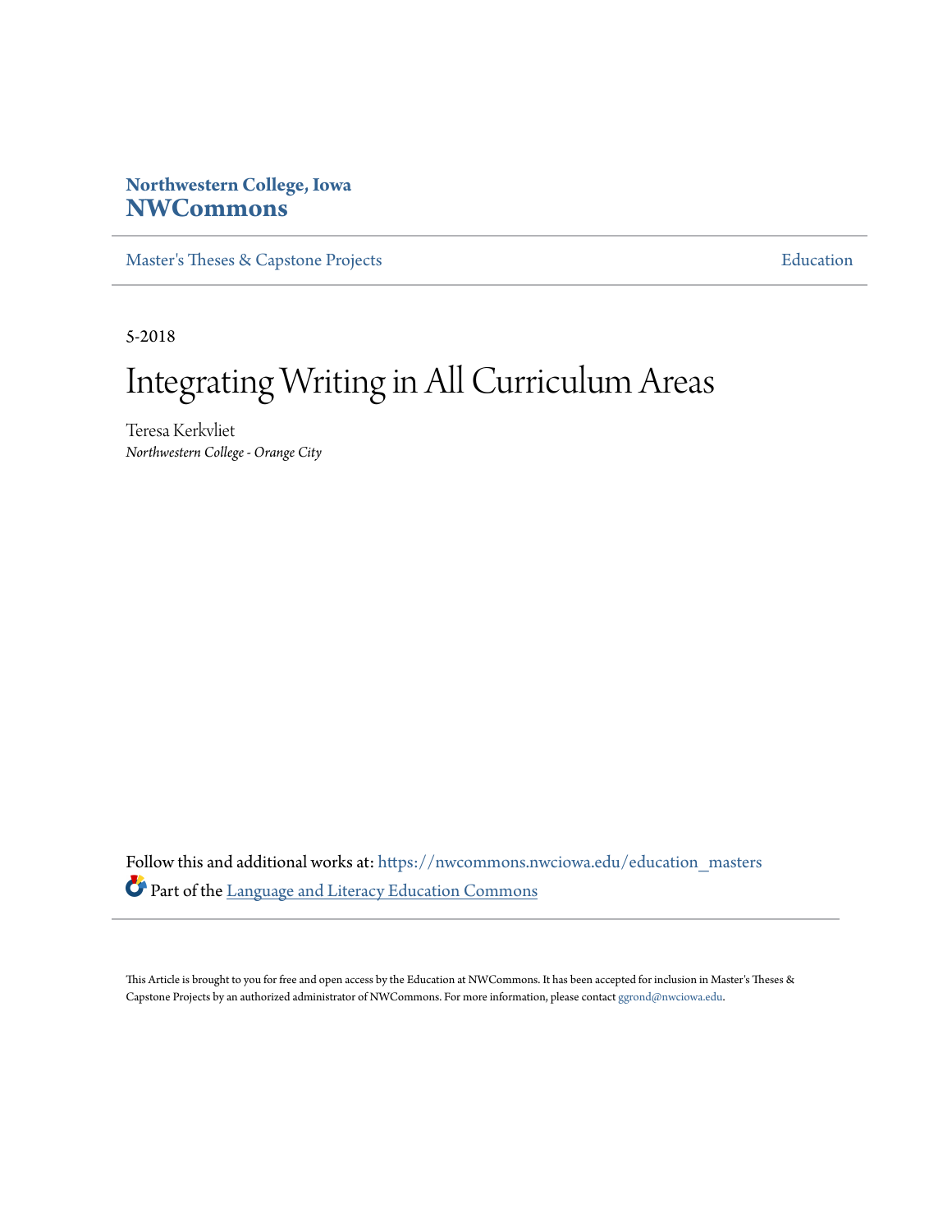Northwestern College, Iowa
**NWCommons**

Master's Theses & Capstone Projects | Education

5-2018

# Integrating Writing in All Curriculum Areas

Teresa Kerkvliet
*Northwestern College - Orange City*

Follow this and additional works at: https://nwcommons.nwciowa.edu/education_masters

Part of the Language and Literacy Education Commons

This Article is brought to you for free and open access by the Education at NWCommons. It has been accepted for inclusion in Master's Theses & Capstone Projects by an authorized administrator of NWCommons. For more information, please contact ggrond@nwciowa.edu.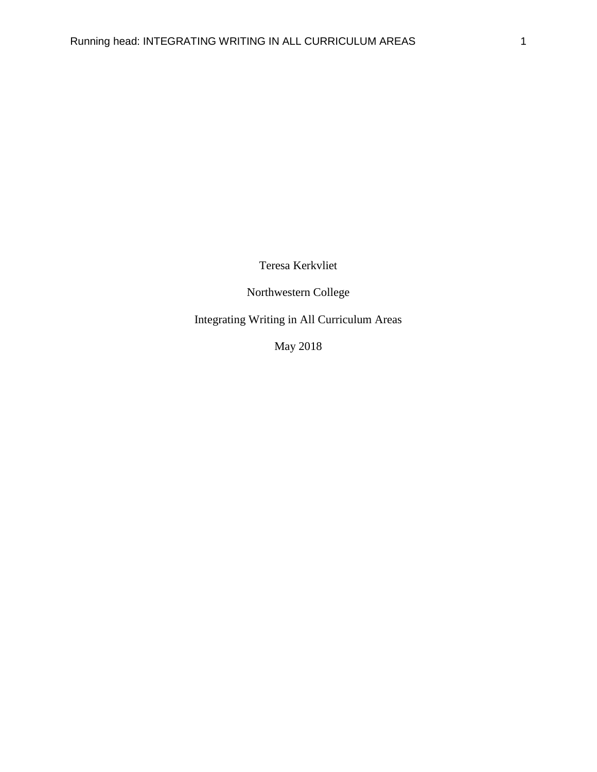Teresa Kerkvliet

Northwestern College

Integrating Writing in All Curriculum Areas

May 2018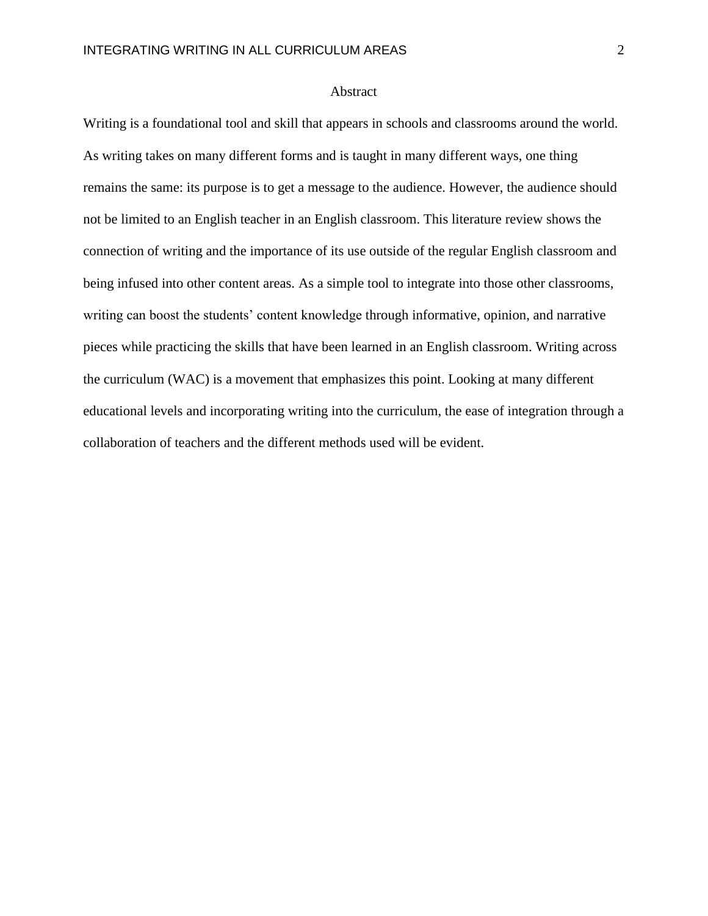# Abstract

Writing is a foundational tool and skill that appears in schools and classrooms around the world. As writing takes on many different forms and is taught in many different ways, one thing remains the same: its purpose is to get a message to the audience. However, the audience should not be limited to an English teacher in an English classroom. This literature review shows the connection of writing and the importance of its use outside of the regular English classroom and being infused into other content areas. As a simple tool to integrate into those other classrooms, writing can boost the students' content knowledge through informative, opinion, and narrative pieces while practicing the skills that have been learned in an English classroom. Writing across the curriculum (WAC) is a movement that emphasizes this point. Looking at many different educational levels and incorporating writing into the curriculum, the ease of integration through a collaboration of teachers and the different methods used will be evident.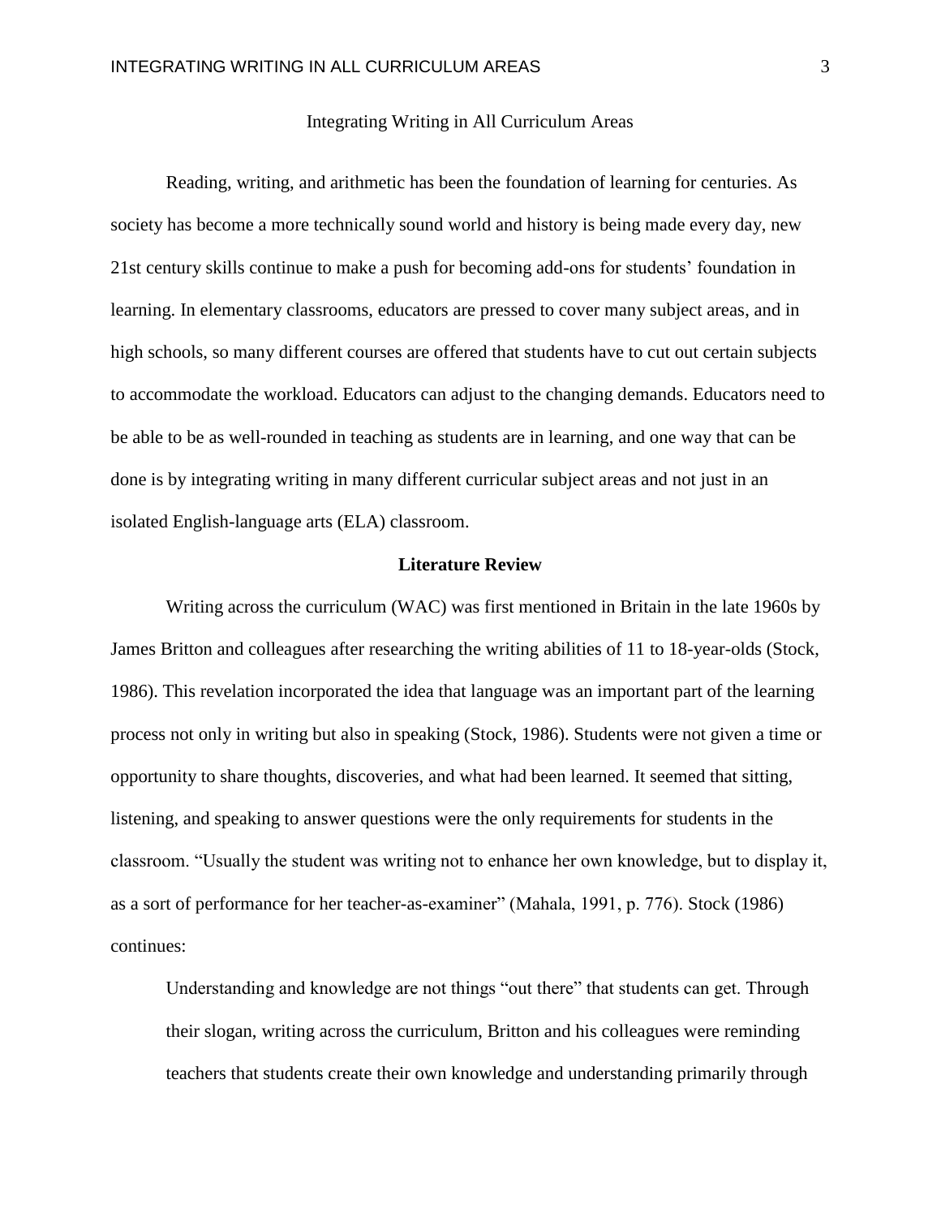# Integrating Writing in All Curriculum Areas

Reading, writing, and arithmetic has been the foundation of learning for centuries. As society has become a more technically sound world and history is being made every day, new 21st century skills continue to make a push for becoming add-ons for students' foundation in learning. In elementary classrooms, educators are pressed to cover many subject areas, and in high schools, so many different courses are offered that students have to cut out certain subjects to accommodate the workload. Educators can adjust to the changing demands. Educators need to be able to be as well-rounded in teaching as students are in learning, and one way that can be done is by integrating writing in many different curricular subject areas and not just in an isolated English-language arts (ELA) classroom.

## Literature Review

Writing across the curriculum (WAC) was first mentioned in Britain in the late 1960s by James Britton and colleagues after researching the writing abilities of 11 to 18-year-olds (Stock, 1986). This revelation incorporated the idea that language was an important part of the learning process not only in writing but also in speaking (Stock, 1986). Students were not given a time or opportunity to share thoughts, discoveries, and what had been learned. It seemed that sitting, listening, and speaking to answer questions were the only requirements for students in the classroom. "Usually the student was writing not to enhance her own knowledge, but to display it, as a sort of performance for her teacher-as-examiner" (Mahala, 1991, p. 776). Stock (1986) continues:

> Understanding and knowledge are not things "out there" that students can get. Through their slogan, writing across the curriculum, Britton and his colleagues were reminding teachers that students create their own knowledge and understanding primarily through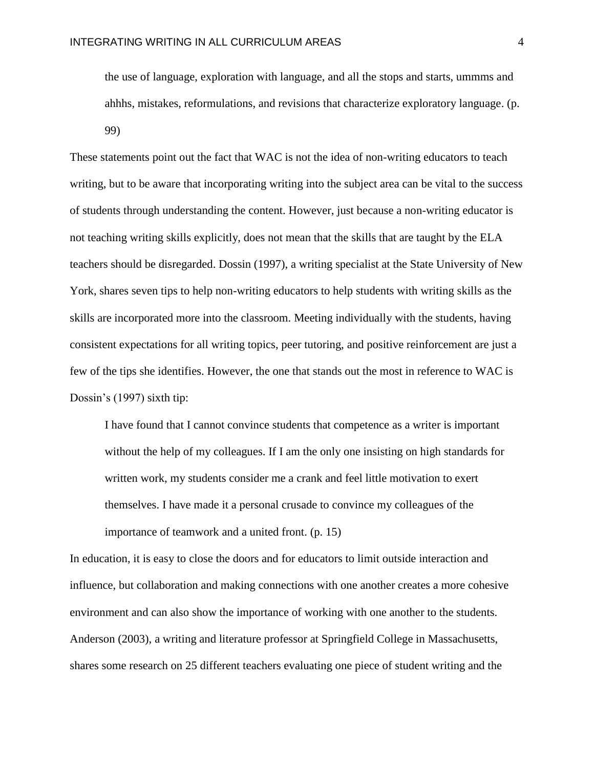> the use of language, exploration with language, and all the stops and starts, ummms and ahhhs, mistakes, reformulations, and revisions that characterize exploratory language. (p. 99)

These statements point out the fact that WAC is not the idea of non-writing educators to teach writing, but to be aware that incorporating writing into the subject area can be vital to the success of students through understanding the content. However, just because a non-writing educator is not teaching writing skills explicitly, does not mean that the skills that are taught by the ELA teachers should be disregarded. Dossin (1997), a writing specialist at the State University of New York, shares seven tips to help non-writing educators to help students with writing skills as the skills are incorporated more into the classroom. Meeting individually with the students, having consistent expectations for all writing topics, peer tutoring, and positive reinforcement are just a few of the tips she identifies. However, the one that stands out the most in reference to WAC is Dossin's (1997) sixth tip:

> I have found that I cannot convince students that competence as a writer is important without the help of my colleagues. If I am the only one insisting on high standards for written work, my students consider me a crank and feel little motivation to exert themselves. I have made it a personal crusade to convince my colleagues of the importance of teamwork and a united front. (p. 15)

In education, it is easy to close the doors and for educators to limit outside interaction and influence, but collaboration and making connections with one another creates a more cohesive environment and can also show the importance of working with one another to the students. Anderson (2003), a writing and literature professor at Springfield College in Massachusetts, shares some research on 25 different teachers evaluating one piece of student writing and the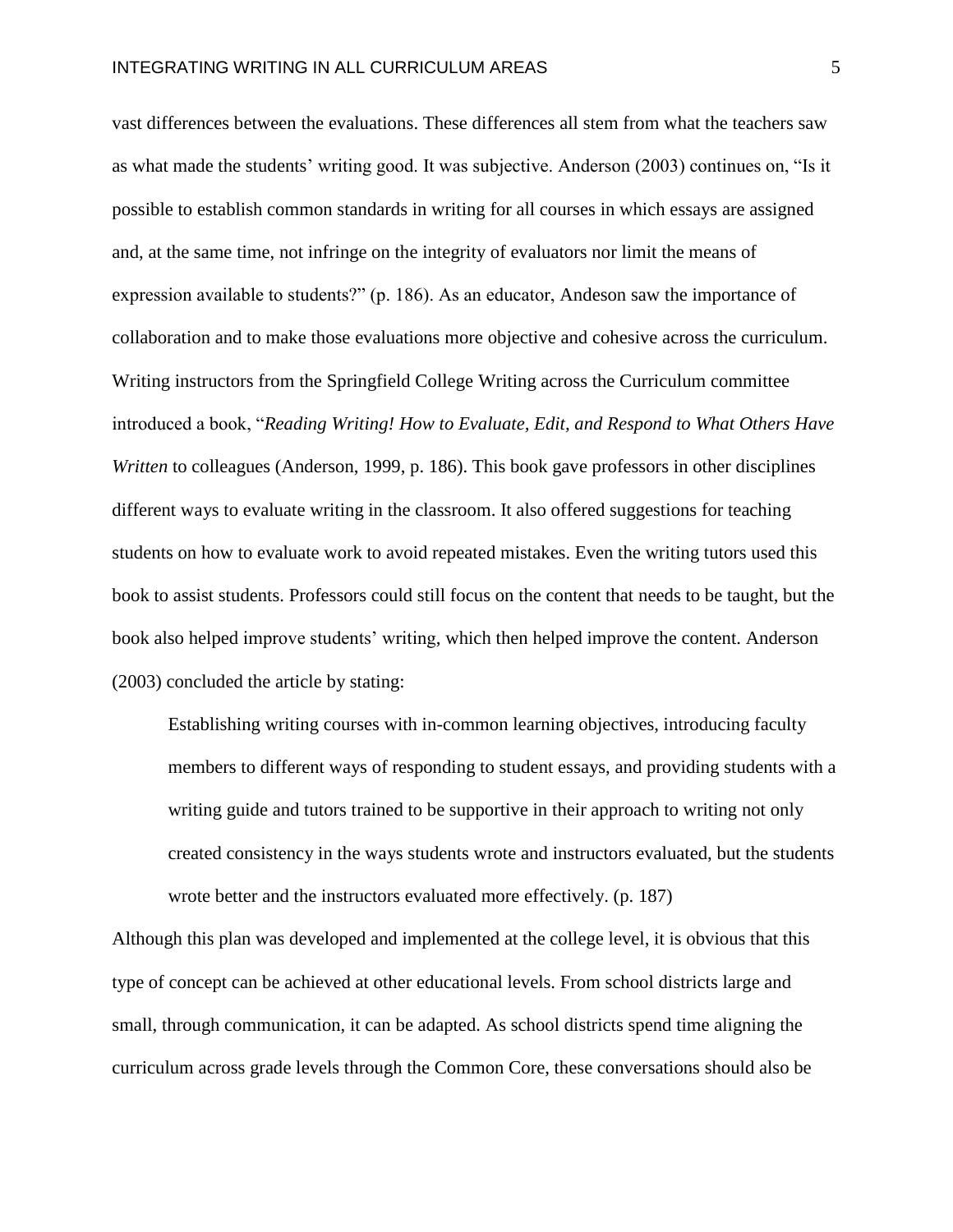vast differences between the evaluations. These differences all stem from what the teachers saw as what made the students' writing good. It was subjective. Anderson (2003) continues on, "Is it possible to establish common standards in writing for all courses in which essays are assigned and, at the same time, not infringe on the integrity of evaluators nor limit the means of expression available to students?" (p. 186). As an educator, Andeson saw the importance of collaboration and to make those evaluations more objective and cohesive across the curriculum. Writing instructors from the Springfield College Writing across the Curriculum committee introduced a book, "*Reading Writing! How to Evaluate, Edit, and Respond to What Others Have Written* to colleagues (Anderson, 1999, p. 186). This book gave professors in other disciplines different ways to evaluate writing in the classroom. It also offered suggestions for teaching students on how to evaluate work to avoid repeated mistakes. Even the writing tutors used this book to assist students. Professors could still focus on the content that needs to be taught, but the book also helped improve students' writing, which then helped improve the content. Anderson (2003) concluded the article by stating:

> Establishing writing courses with in-common learning objectives, introducing faculty members to different ways of responding to student essays, and providing students with a writing guide and tutors trained to be supportive in their approach to writing not only created consistency in the ways students wrote and instructors evaluated, but the students wrote better and the instructors evaluated more effectively. (p. 187)

Although this plan was developed and implemented at the college level, it is obvious that this type of concept can be achieved at other educational levels. From school districts large and small, through communication, it can be adapted. As school districts spend time aligning the curriculum across grade levels through the Common Core, these conversations should also be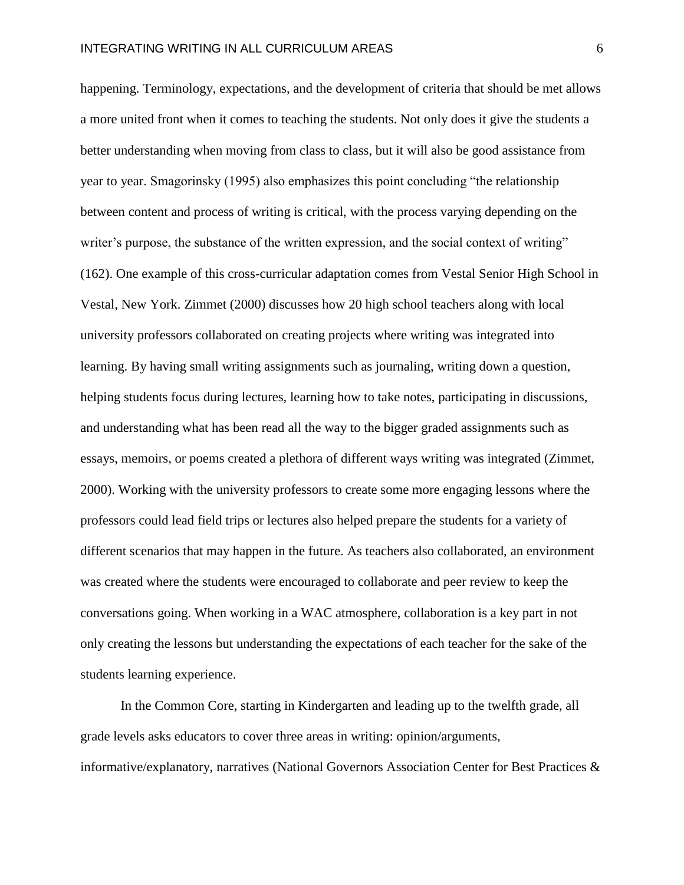happening. Terminology, expectations, and the development of criteria that should be met allows a more united front when it comes to teaching the students. Not only does it give the students a better understanding when moving from class to class, but it will also be good assistance from year to year. Smagorinsky (1995) also emphasizes this point concluding “the relationship between content and process of writing is critical, with the process varying depending on the writer’s purpose, the substance of the written expression, and the social context of writing” (162). One example of this cross-curricular adaptation comes from Vestal Senior High School in Vestal, New York. Zimmet (2000) discusses how 20 high school teachers along with local university professors collaborated on creating projects where writing was integrated into learning. By having small writing assignments such as journaling, writing down a question, helping students focus during lectures, learning how to take notes, participating in discussions, and understanding what has been read all the way to the bigger graded assignments such as essays, memoirs, or poems created a plethora of different ways writing was integrated (Zimmet, 2000). Working with the university professors to create some more engaging lessons where the professors could lead field trips or lectures also helped prepare the students for a variety of different scenarios that may happen in the future. As teachers also collaborated, an environment was created where the students were encouraged to collaborate and peer review to keep the conversations going. When working in a WAC atmosphere, collaboration is a key part in not only creating the lessons but understanding the expectations of each teacher for the sake of the students learning experience.

In the Common Core, starting in Kindergarten and leading up to the twelfth grade, all grade levels asks educators to cover three areas in writing: opinion/arguments, informative/explanatory, narratives (National Governors Association Center for Best Practices &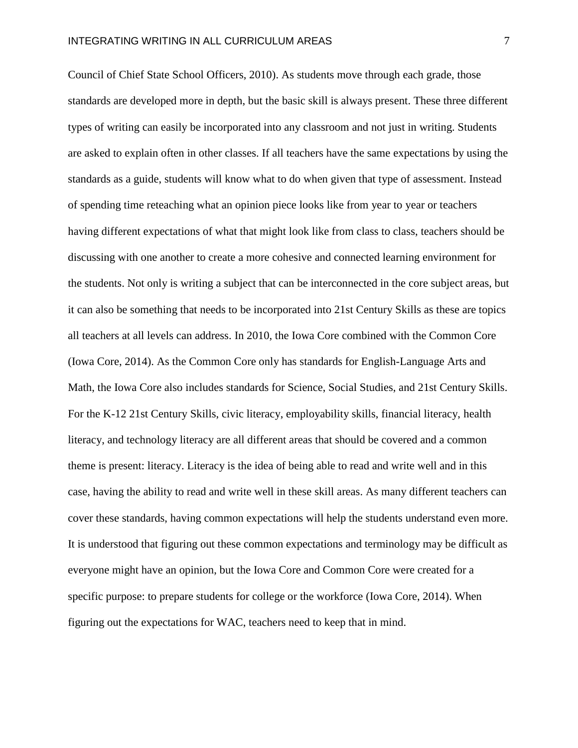Council of Chief State School Officers, 2010). As students move through each grade, those standards are developed more in depth, but the basic skill is always present. These three different types of writing can easily be incorporated into any classroom and not just in writing. Students are asked to explain often in other classes. If all teachers have the same expectations by using the standards as a guide, students will know what to do when given that type of assessment. Instead of spending time reteaching what an opinion piece looks like from year to year or teachers having different expectations of what that might look like from class to class, teachers should be discussing with one another to create a more cohesive and connected learning environment for the students. Not only is writing a subject that can be interconnected in the core subject areas, but it can also be something that needs to be incorporated into 21st Century Skills as these are topics all teachers at all levels can address. In 2010, the Iowa Core combined with the Common Core (Iowa Core, 2014). As the Common Core only has standards for English-Language Arts and Math, the Iowa Core also includes standards for Science, Social Studies, and 21st Century Skills. For the K-12 21st Century Skills, civic literacy, employability skills, financial literacy, health literacy, and technology literacy are all different areas that should be covered and a common theme is present: literacy. Literacy is the idea of being able to read and write well and in this case, having the ability to read and write well in these skill areas. As many different teachers can cover these standards, having common expectations will help the students understand even more. It is understood that figuring out these common expectations and terminology may be difficult as everyone might have an opinion, but the Iowa Core and Common Core were created for a specific purpose: to prepare students for college or the workforce (Iowa Core, 2014). When figuring out the expectations for WAC, teachers need to keep that in mind.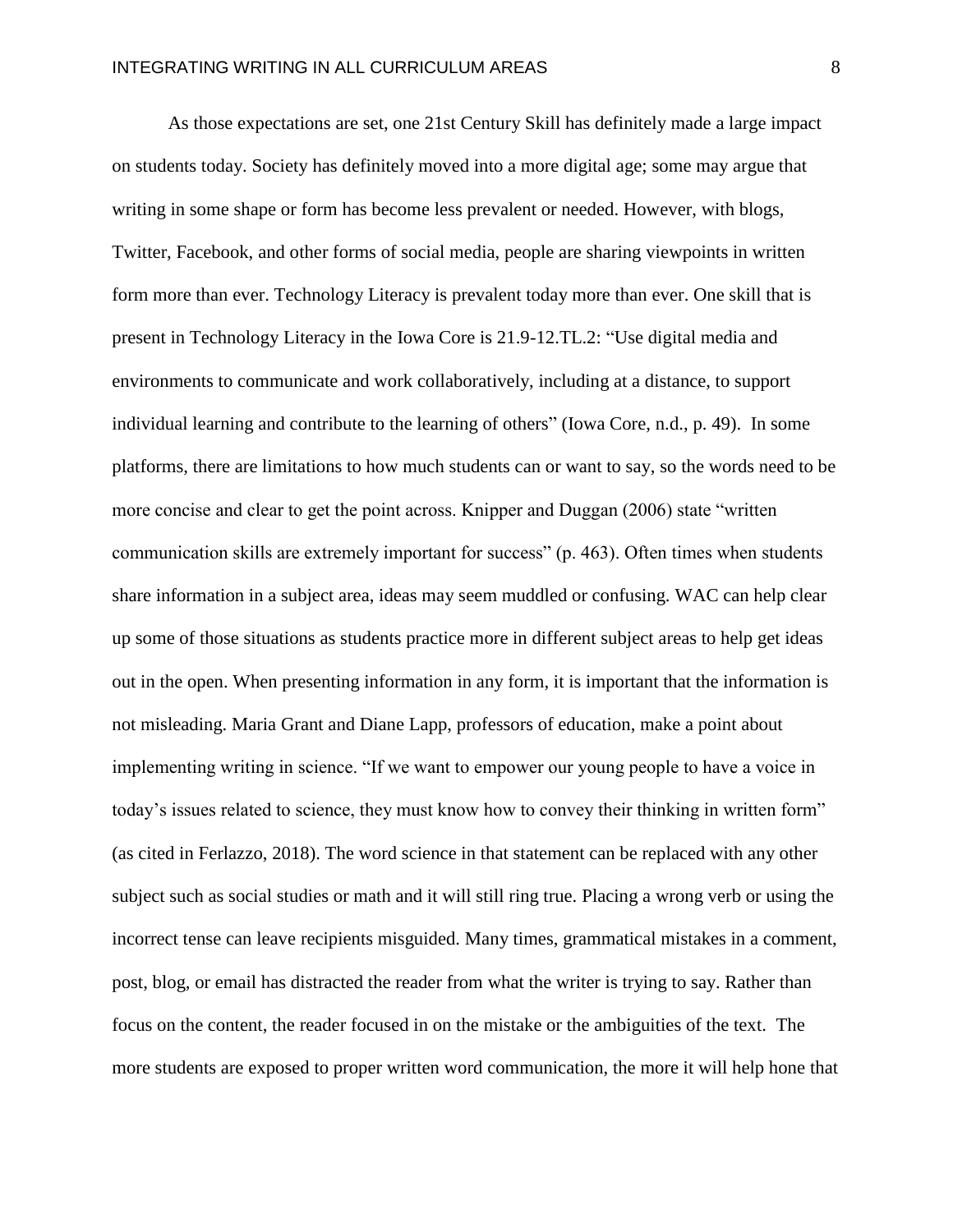As those expectations are set, one 21st Century Skill has definitely made a large impact on students today. Society has definitely moved into a more digital age; some may argue that writing in some shape or form has become less prevalent or needed. However, with blogs, Twitter, Facebook, and other forms of social media, people are sharing viewpoints in written form more than ever. Technology Literacy is prevalent today more than ever. One skill that is present in Technology Literacy in the Iowa Core is 21.9-12.TL.2: "Use digital media and environments to communicate and work collaboratively, including at a distance, to support individual learning and contribute to the learning of others" (Iowa Core, n.d., p. 49). In some platforms, there are limitations to how much students can or want to say, so the words need to be more concise and clear to get the point across. Knipper and Duggan (2006) state "written communication skills are extremely important for success" (p. 463). Often times when students share information in a subject area, ideas may seem muddled or confusing. WAC can help clear up some of those situations as students practice more in different subject areas to help get ideas out in the open. When presenting information in any form, it is important that the information is not misleading. Maria Grant and Diane Lapp, professors of education, make a point about implementing writing in science. "If we want to empower our young people to have a voice in today's issues related to science, they must know how to convey their thinking in written form" (as cited in Ferlazzo, 2018). The word science in that statement can be replaced with any other subject such as social studies or math and it will still ring true. Placing a wrong verb or using the incorrect tense can leave recipients misguided. Many times, grammatical mistakes in a comment, post, blog, or email has distracted the reader from what the writer is trying to say. Rather than focus on the content, the reader focused in on the mistake or the ambiguities of the text. The more students are exposed to proper written word communication, the more it will help hone that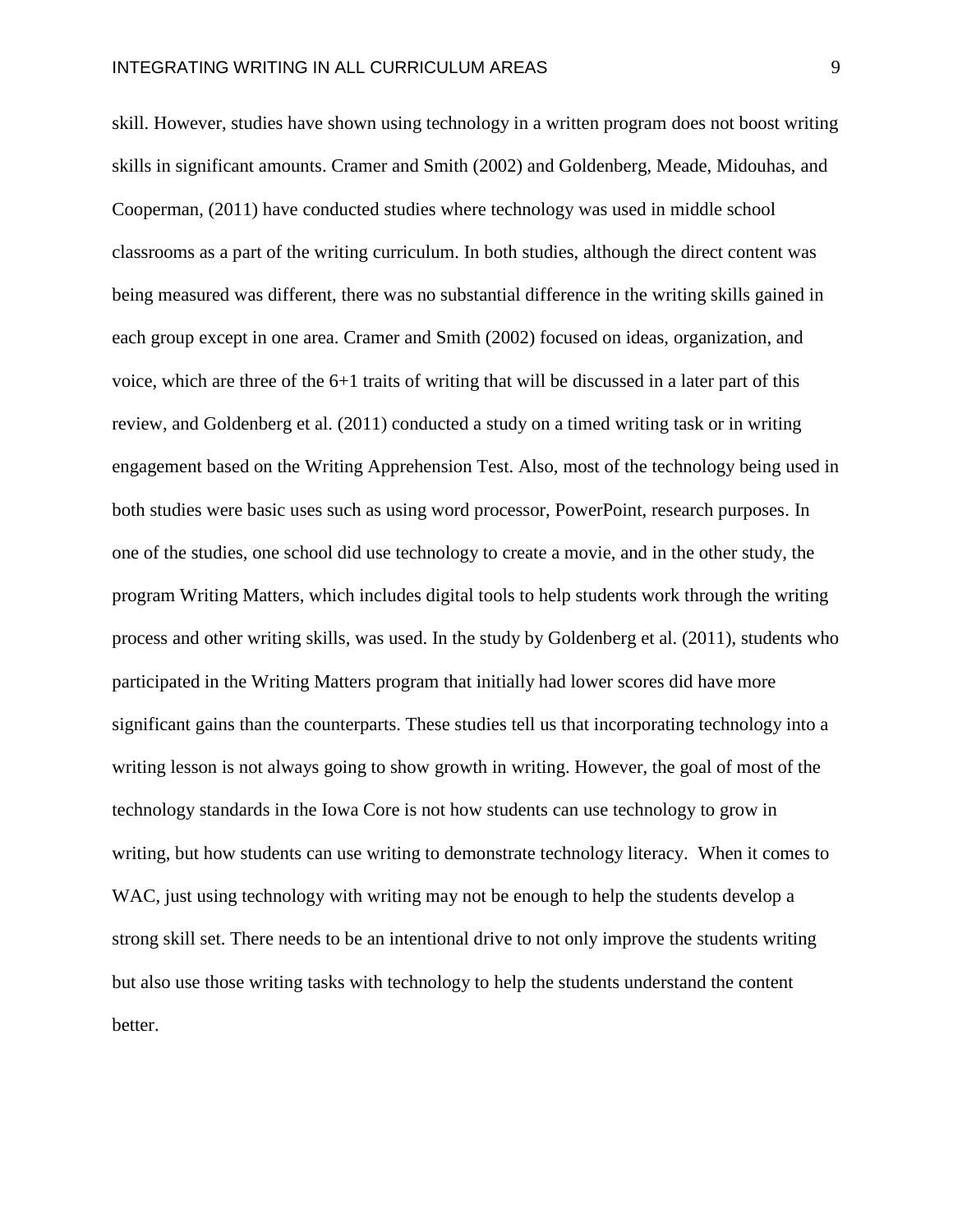skill. However, studies have shown using technology in a written program does not boost writing skills in significant amounts. Cramer and Smith (2002) and Goldenberg, Meade, Midouhas, and Cooperman, (2011) have conducted studies where technology was used in middle school classrooms as a part of the writing curriculum. In both studies, although the direct content was being measured was different, there was no substantial difference in the writing skills gained in each group except in one area. Cramer and Smith (2002) focused on ideas, organization, and voice, which are three of the 6+1 traits of writing that will be discussed in a later part of this review, and Goldenberg et al. (2011) conducted a study on a timed writing task or in writing engagement based on the Writing Apprehension Test. Also, most of the technology being used in both studies were basic uses such as using word processor, PowerPoint, research purposes. In one of the studies, one school did use technology to create a movie, and in the other study, the program Writing Matters, which includes digital tools to help students work through the writing process and other writing skills, was used. In the study by Goldenberg et al. (2011), students who participated in the Writing Matters program that initially had lower scores did have more significant gains than the counterparts. These studies tell us that incorporating technology into a writing lesson is not always going to show growth in writing. However, the goal of most of the technology standards in the Iowa Core is not how students can use technology to grow in writing, but how students can use writing to demonstrate technology literacy. When it comes to WAC, just using technology with writing may not be enough to help the students develop a strong skill set. There needs to be an intentional drive to not only improve the students writing but also use those writing tasks with technology to help the students understand the content better.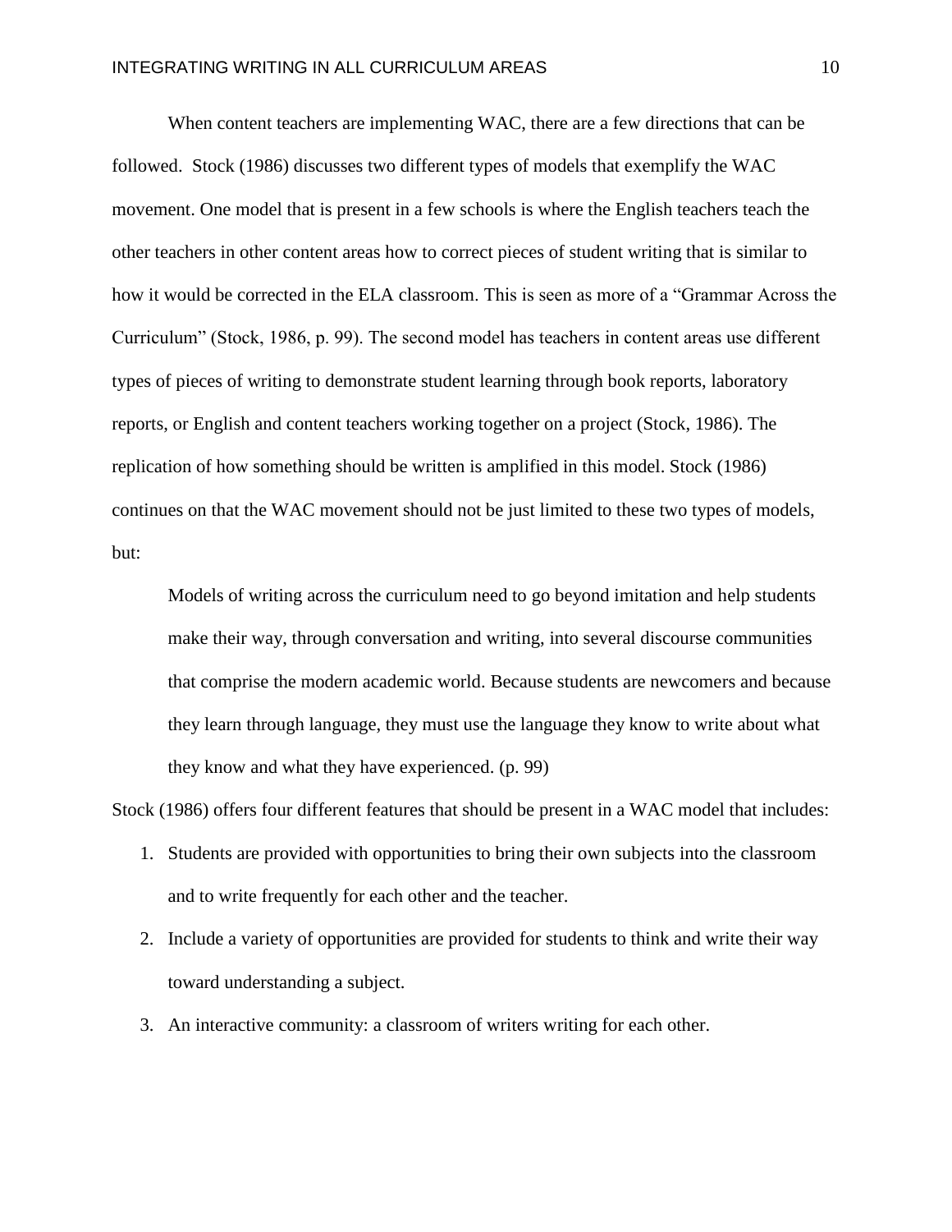When content teachers are implementing WAC, there are a few directions that can be followed. Stock (1986) discusses two different types of models that exemplify the WAC movement. One model that is present in a few schools is where the English teachers teach the other teachers in other content areas how to correct pieces of student writing that is similar to how it would be corrected in the ELA classroom. This is seen as more of a "Grammar Across the Curriculum" (Stock, 1986, p. 99). The second model has teachers in content areas use different types of pieces of writing to demonstrate student learning through book reports, laboratory reports, or English and content teachers working together on a project (Stock, 1986). The replication of how something should be written is amplified in this model. Stock (1986) continues on that the WAC movement should not be just limited to these two types of models, but:

> Models of writing across the curriculum need to go beyond imitation and help students make their way, through conversation and writing, into several discourse communities that comprise the modern academic world. Because students are newcomers and because they learn through language, they must use the language they know to write about what they know and what they have experienced. (p. 99)

Stock (1986) offers four different features that should be present in a WAC model that includes:

1. Students are provided with opportunities to bring their own subjects into the classroom and to write frequently for each other and the teacher.
2. Include a variety of opportunities are provided for students to think and write their way toward understanding a subject.
3. An interactive community: a classroom of writers writing for each other.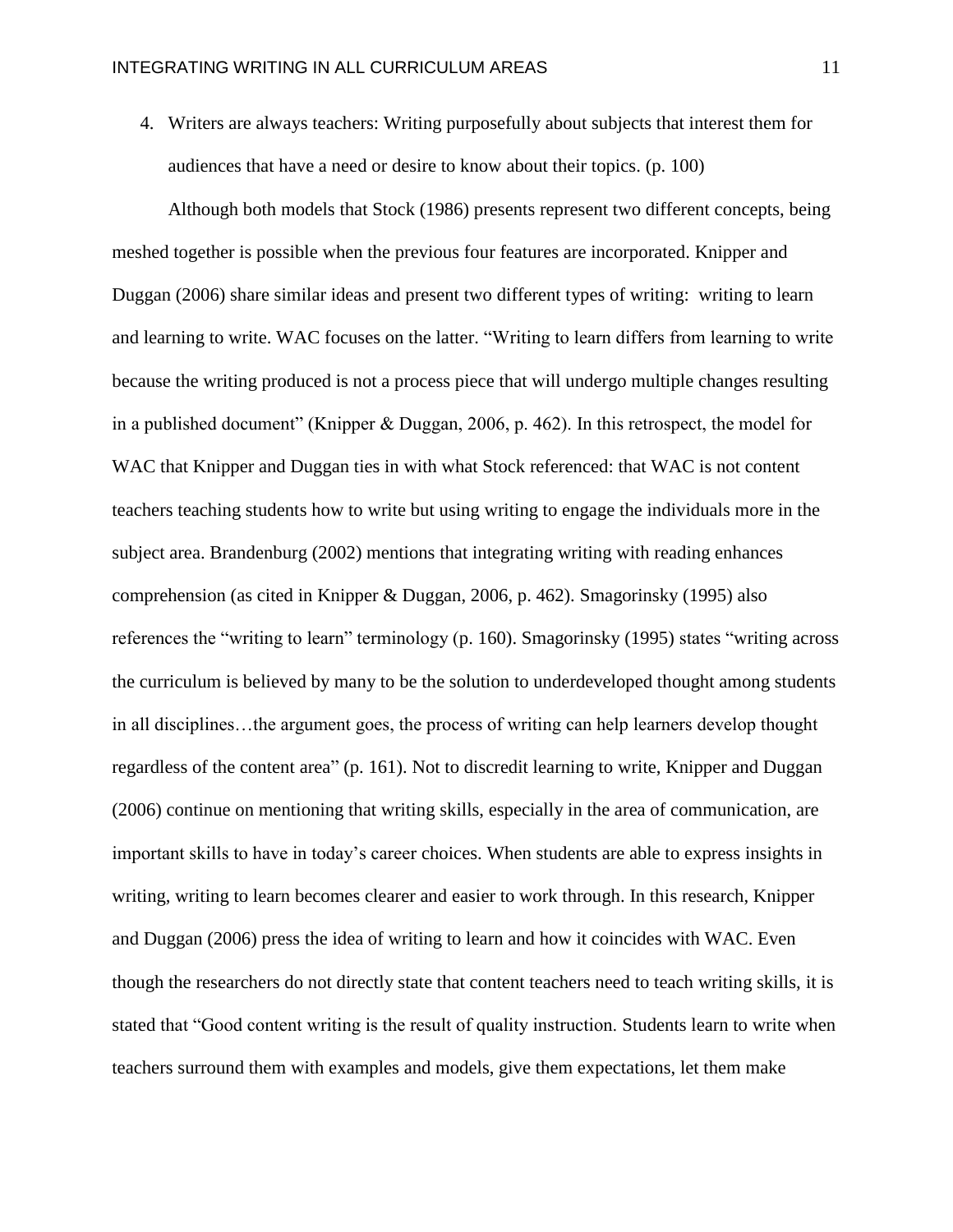4. Writers are always teachers: Writing purposefully about subjects that interest them for audiences that have a need or desire to know about their topics. (p. 100)

Although both models that Stock (1986) presents represent two different concepts, being meshed together is possible when the previous four features are incorporated. Knipper and Duggan (2006) share similar ideas and present two different types of writing: writing to learn and learning to write. WAC focuses on the latter. "Writing to learn differs from learning to write because the writing produced is not a process piece that will undergo multiple changes resulting in a published document" (Knipper & Duggan, 2006, p. 462). In this retrospect, the model for WAC that Knipper and Duggan ties in with what Stock referenced: that WAC is not content teachers teaching students how to write but using writing to engage the individuals more in the subject area. Brandenburg (2002) mentions that integrating writing with reading enhances comprehension (as cited in Knipper & Duggan, 2006, p. 462). Smagorinsky (1995) also references the "writing to learn" terminology (p. 160). Smagorinsky (1995) states "writing across the curriculum is believed by many to be the solution to underdeveloped thought among students in all disciplines…the argument goes, the process of writing can help learners develop thought regardless of the content area" (p. 161). Not to discredit learning to write, Knipper and Duggan (2006) continue on mentioning that writing skills, especially in the area of communication, are important skills to have in today's career choices. When students are able to express insights in writing, writing to learn becomes clearer and easier to work through. In this research, Knipper and Duggan (2006) press the idea of writing to learn and how it coincides with WAC. Even though the researchers do not directly state that content teachers need to teach writing skills, it is stated that "Good content writing is the result of quality instruction. Students learn to write when teachers surround them with examples and models, give them expectations, let them make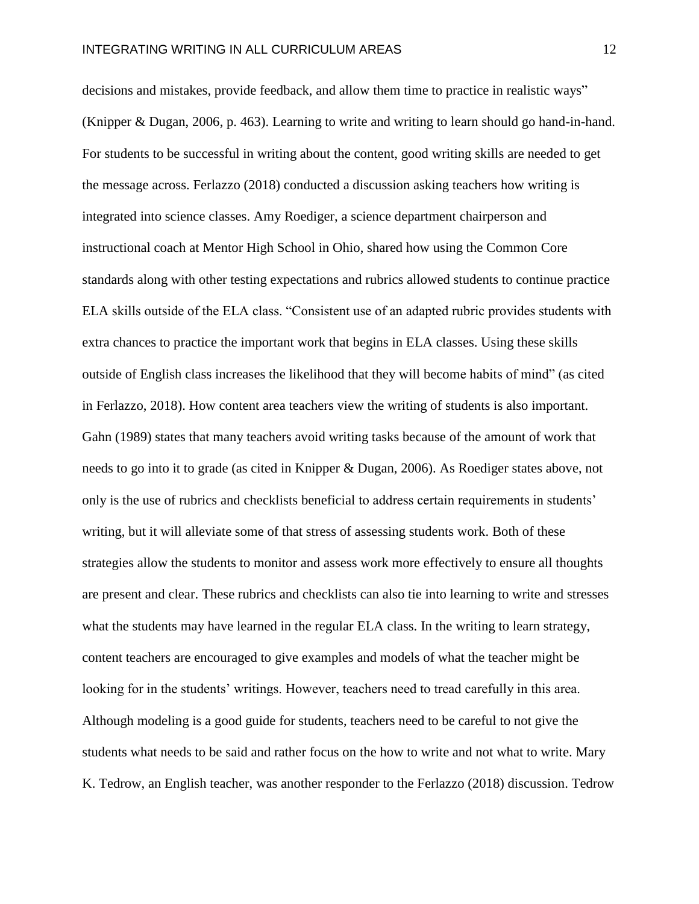decisions and mistakes, provide feedback, and allow them time to practice in realistic ways" (Knipper & Dugan, 2006, p. 463). Learning to write and writing to learn should go hand-in-hand. For students to be successful in writing about the content, good writing skills are needed to get the message across. Ferlazzo (2018) conducted a discussion asking teachers how writing is integrated into science classes. Amy Roediger, a science department chairperson and instructional coach at Mentor High School in Ohio, shared how using the Common Core standards along with other testing expectations and rubrics allowed students to continue practice ELA skills outside of the ELA class. "Consistent use of an adapted rubric provides students with extra chances to practice the important work that begins in ELA classes. Using these skills outside of English class increases the likelihood that they will become habits of mind" (as cited in Ferlazzo, 2018). How content area teachers view the writing of students is also important. Gahn (1989) states that many teachers avoid writing tasks because of the amount of work that needs to go into it to grade (as cited in Knipper & Dugan, 2006). As Roediger states above, not only is the use of rubrics and checklists beneficial to address certain requirements in students' writing, but it will alleviate some of that stress of assessing students work. Both of these strategies allow the students to monitor and assess work more effectively to ensure all thoughts are present and clear. These rubrics and checklists can also tie into learning to write and stresses what the students may have learned in the regular ELA class. In the writing to learn strategy, content teachers are encouraged to give examples and models of what the teacher might be looking for in the students' writings. However, teachers need to tread carefully in this area. Although modeling is a good guide for students, teachers need to be careful to not give the students what needs to be said and rather focus on the how to write and not what to write. Mary K. Tedrow, an English teacher, was another responder to the Ferlazzo (2018) discussion. Tedrow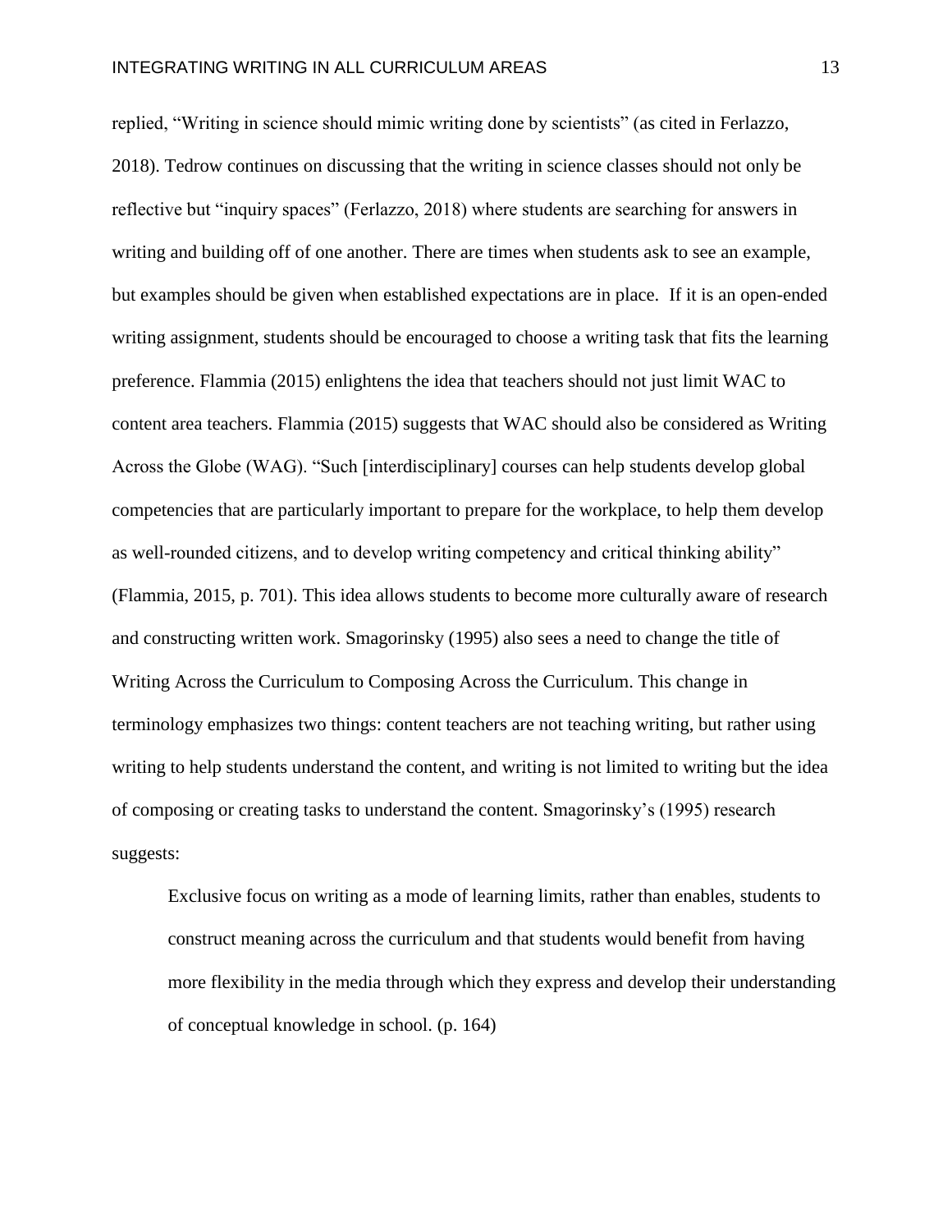replied, "Writing in science should mimic writing done by scientists" (as cited in Ferlazzo, 2018). Tedrow continues on discussing that the writing in science classes should not only be reflective but "inquiry spaces" (Ferlazzo, 2018) where students are searching for answers in writing and building off of one another. There are times when students ask to see an example, but examples should be given when established expectations are in place. If it is an open-ended writing assignment, students should be encouraged to choose a writing task that fits the learning preference. Flammia (2015) enlightens the idea that teachers should not just limit WAC to content area teachers. Flammia (2015) suggests that WAC should also be considered as Writing Across the Globe (WAG). "Such [interdisciplinary] courses can help students develop global competencies that are particularly important to prepare for the workplace, to help them develop as well-rounded citizens, and to develop writing competency and critical thinking ability" (Flammia, 2015, p. 701). This idea allows students to become more culturally aware of research and constructing written work. Smagorinsky (1995) also sees a need to change the title of Writing Across the Curriculum to Composing Across the Curriculum. This change in terminology emphasizes two things: content teachers are not teaching writing, but rather using writing to help students understand the content, and writing is not limited to writing but the idea of composing or creating tasks to understand the content. Smagorinsky's (1995) research suggests:

> Exclusive focus on writing as a mode of learning limits, rather than enables, students to construct meaning across the curriculum and that students would benefit from having more flexibility in the media through which they express and develop their understanding of conceptual knowledge in school. (p. 164)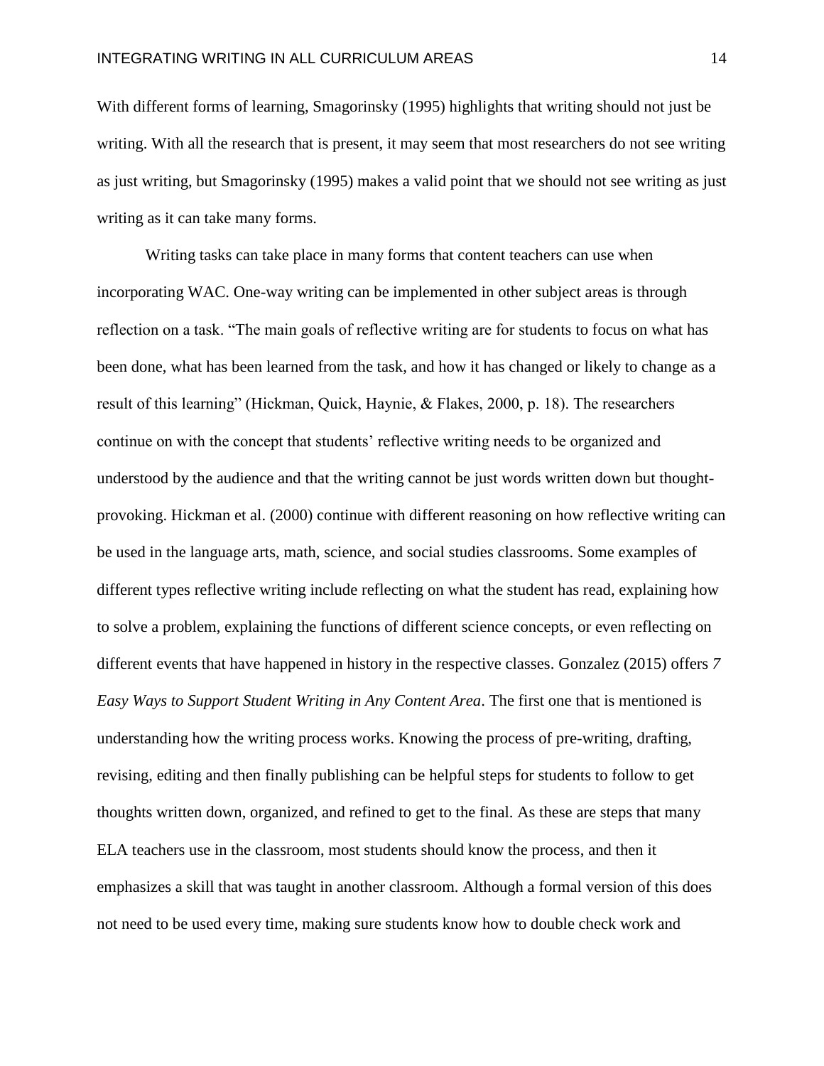With different forms of learning, Smagorinsky (1995) highlights that writing should not just be writing. With all the research that is present, it may seem that most researchers do not see writing as just writing, but Smagorinsky (1995) makes a valid point that we should not see writing as just writing as it can take many forms.

Writing tasks can take place in many forms that content teachers can use when incorporating WAC. One-way writing can be implemented in other subject areas is through reflection on a task. "The main goals of reflective writing are for students to focus on what has been done, what has been learned from the task, and how it has changed or likely to change as a result of this learning" (Hickman, Quick, Haynie, & Flakes, 2000, p. 18). The researchers continue on with the concept that students' reflective writing needs to be organized and understood by the audience and that the writing cannot be just words written down but thought-provoking. Hickman et al. (2000) continue with different reasoning on how reflective writing can be used in the language arts, math, science, and social studies classrooms. Some examples of different types reflective writing include reflecting on what the student has read, explaining how to solve a problem, explaining the functions of different science concepts, or even reflecting on different events that have happened in history in the respective classes. Gonzalez (2015) offers *7 Easy Ways to Support Student Writing in Any Content Area*. The first one that is mentioned is understanding how the writing process works. Knowing the process of pre-writing, drafting, revising, editing and then finally publishing can be helpful steps for students to follow to get thoughts written down, organized, and refined to get to the final. As these are steps that many ELA teachers use in the classroom, most students should know the process, and then it emphasizes a skill that was taught in another classroom. Although a formal version of this does not need to be used every time, making sure students know how to double check work and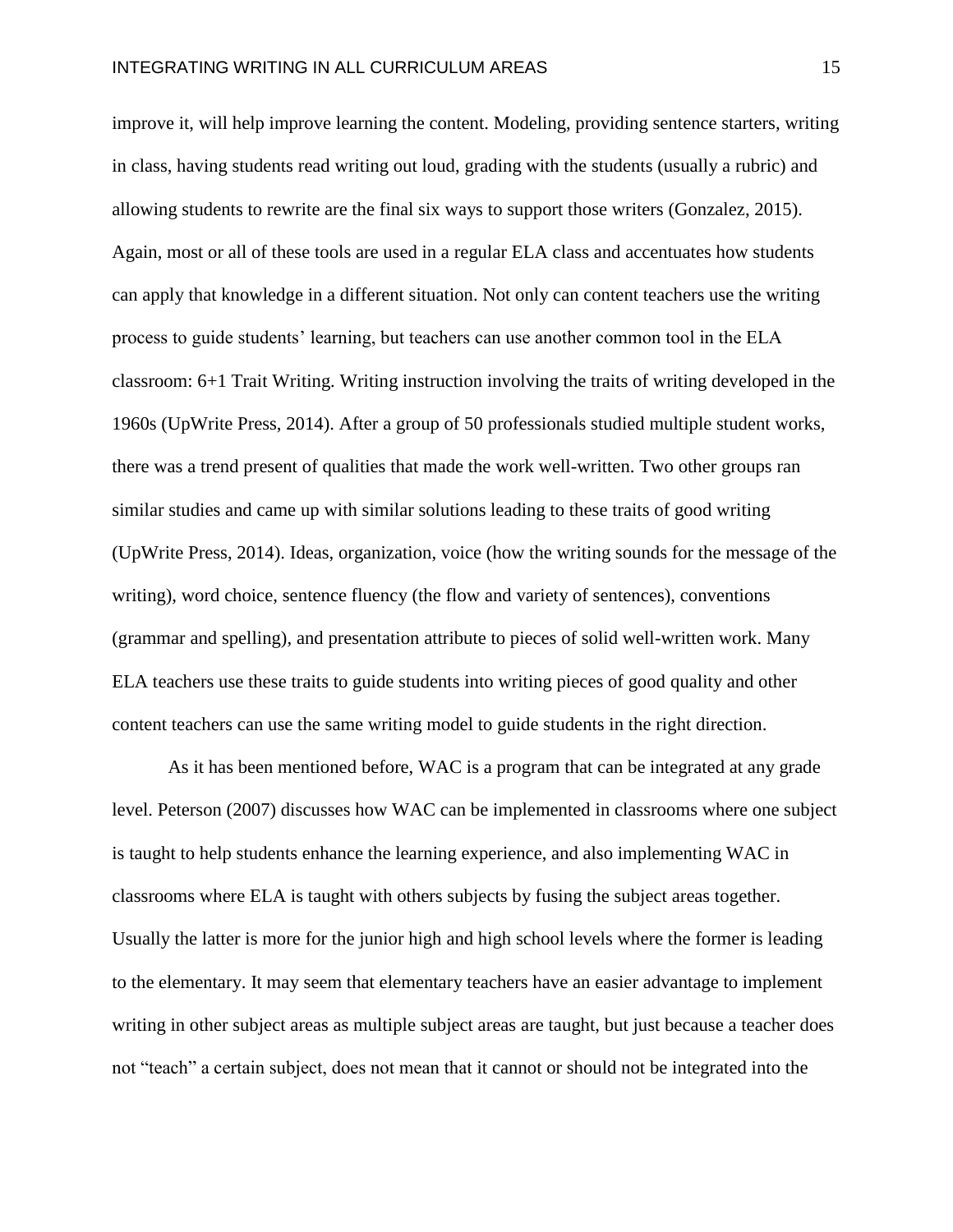improve it, will help improve learning the content. Modeling, providing sentence starters, writing in class, having students read writing out loud, grading with the students (usually a rubric) and allowing students to rewrite are the final six ways to support those writers (Gonzalez, 2015). Again, most or all of these tools are used in a regular ELA class and accentuates how students can apply that knowledge in a different situation. Not only can content teachers use the writing process to guide students' learning, but teachers can use another common tool in the ELA classroom: 6+1 Trait Writing. Writing instruction involving the traits of writing developed in the 1960s (UpWrite Press, 2014). After a group of 50 professionals studied multiple student works, there was a trend present of qualities that made the work well-written. Two other groups ran similar studies and came up with similar solutions leading to these traits of good writing (UpWrite Press, 2014). Ideas, organization, voice (how the writing sounds for the message of the writing), word choice, sentence fluency (the flow and variety of sentences), conventions (grammar and spelling), and presentation attribute to pieces of solid well-written work. Many ELA teachers use these traits to guide students into writing pieces of good quality and other content teachers can use the same writing model to guide students in the right direction.

As it has been mentioned before, WAC is a program that can be integrated at any grade level. Peterson (2007) discusses how WAC can be implemented in classrooms where one subject is taught to help students enhance the learning experience, and also implementing WAC in classrooms where ELA is taught with others subjects by fusing the subject areas together. Usually the latter is more for the junior high and high school levels where the former is leading to the elementary. It may seem that elementary teachers have an easier advantage to implement writing in other subject areas as multiple subject areas are taught, but just because a teacher does not "teach" a certain subject, does not mean that it cannot or should not be integrated into the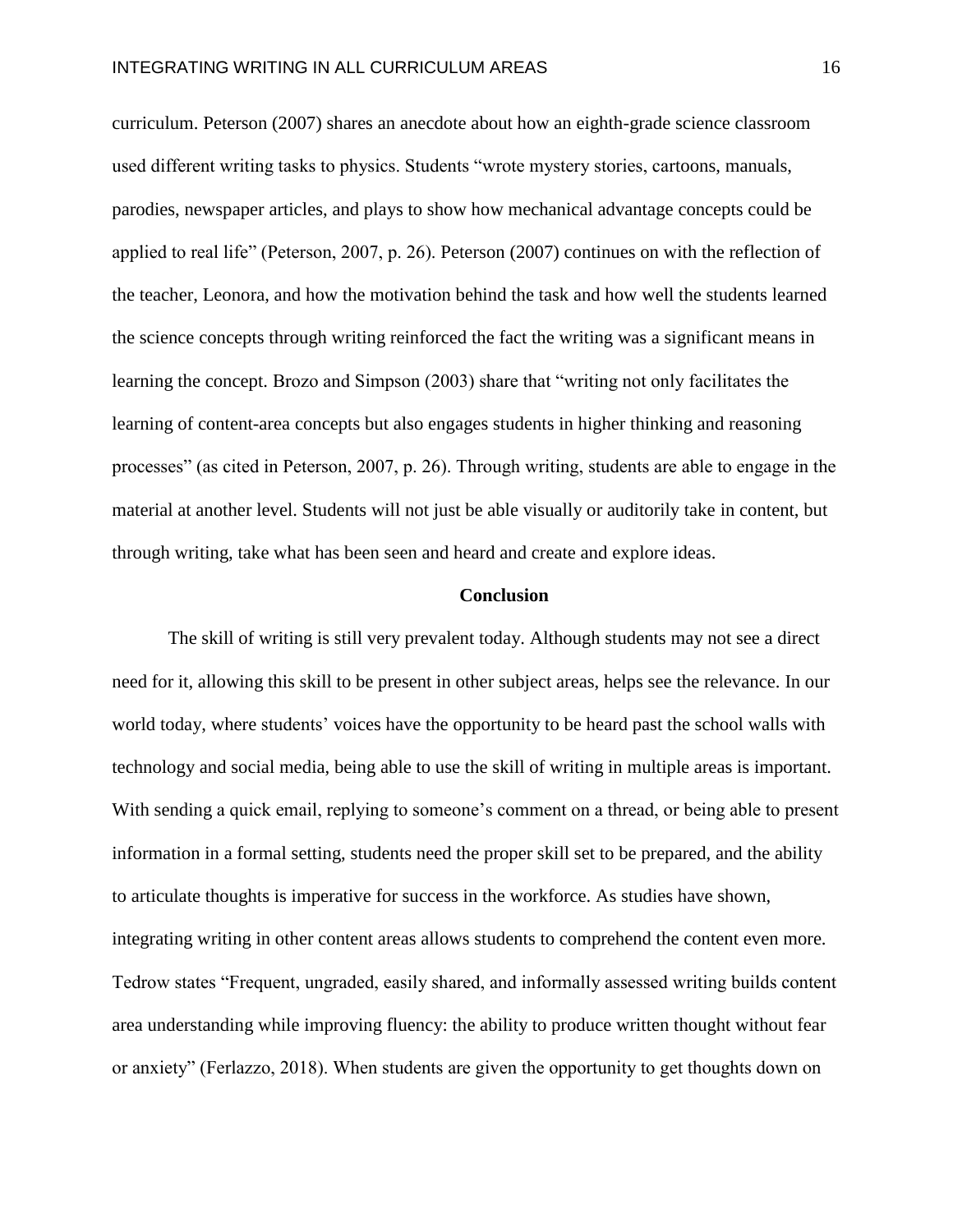curriculum. Peterson (2007) shares an anecdote about how an eighth-grade science classroom used different writing tasks to physics. Students "wrote mystery stories, cartoons, manuals, parodies, newspaper articles, and plays to show how mechanical advantage concepts could be applied to real life" (Peterson, 2007, p. 26). Peterson (2007) continues on with the reflection of the teacher, Leonora, and how the motivation behind the task and how well the students learned the science concepts through writing reinforced the fact the writing was a significant means in learning the concept. Brozo and Simpson (2003) share that "writing not only facilitates the learning of content-area concepts but also engages students in higher thinking and reasoning processes" (as cited in Peterson, 2007, p. 26). Through writing, students are able to engage in the material at another level. Students will not just be able visually or auditorily take in content, but through writing, take what has been seen and heard and create and explore ideas.

## Conclusion

The skill of writing is still very prevalent today. Although students may not see a direct need for it, allowing this skill to be present in other subject areas, helps see the relevance. In our world today, where students' voices have the opportunity to be heard past the school walls with technology and social media, being able to use the skill of writing in multiple areas is important. With sending a quick email, replying to someone's comment on a thread, or being able to present information in a formal setting, students need the proper skill set to be prepared, and the ability to articulate thoughts is imperative for success in the workforce. As studies have shown, integrating writing in other content areas allows students to comprehend the content even more. Tedrow states "Frequent, ungraded, easily shared, and informally assessed writing builds content area understanding while improving fluency: the ability to produce written thought without fear or anxiety" (Ferlazzo, 2018). When students are given the opportunity to get thoughts down on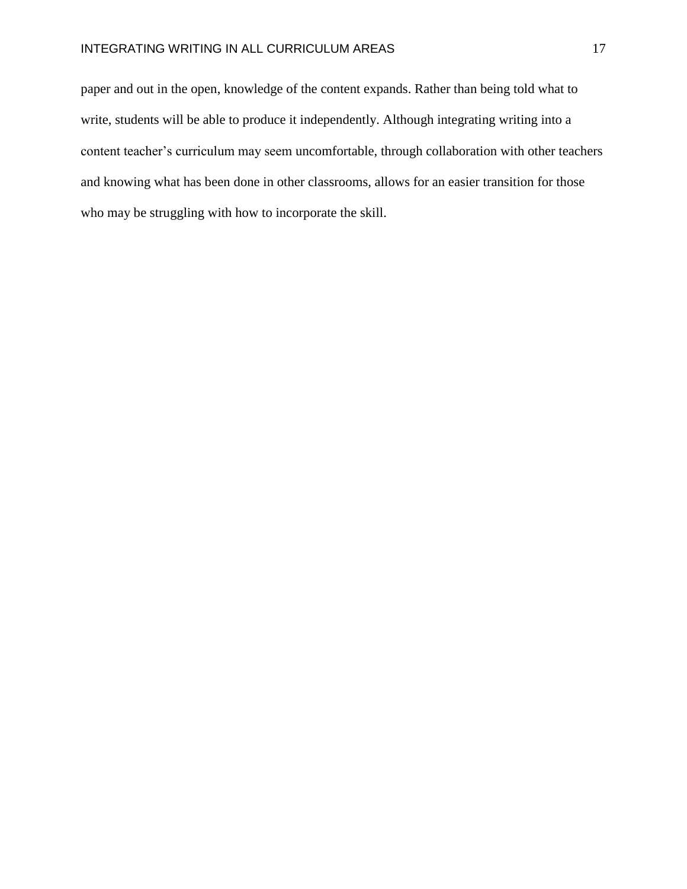paper and out in the open, knowledge of the content expands. Rather than being told what to write, students will be able to produce it independently. Although integrating writing into a content teacher's curriculum may seem uncomfortable, through collaboration with other teachers and knowing what has been done in other classrooms, allows for an easier transition for those who may be struggling with how to incorporate the skill.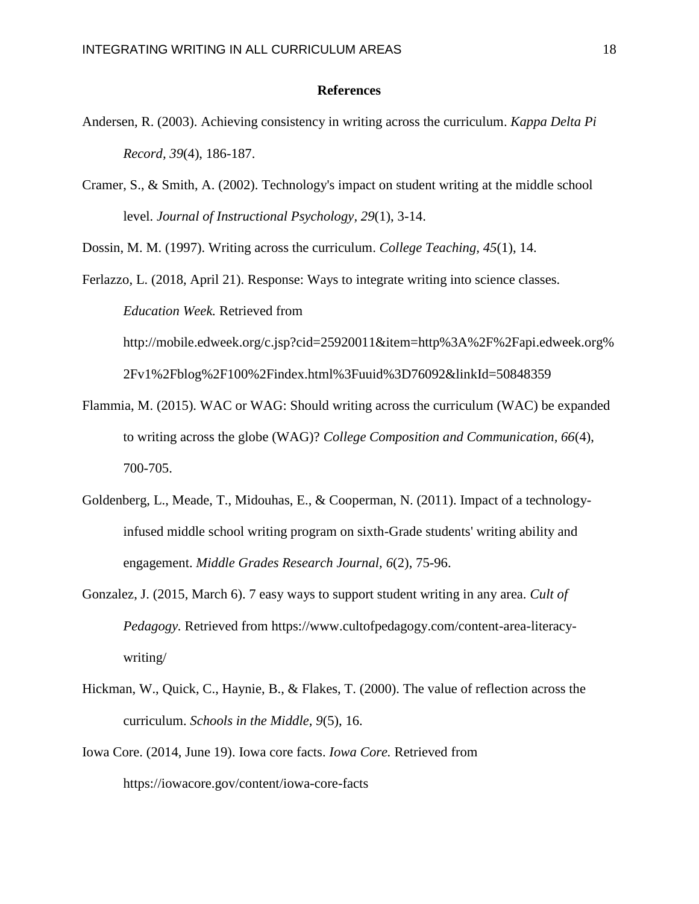# References

Andersen, R. (2003). Achieving consistency in writing across the curriculum. *Kappa Delta Pi Record, 39*(4), 186-187.

Cramer, S., & Smith, A. (2002). Technology's impact on student writing at the middle school level. *Journal of Instructional Psychology*, *29*(1), 3-14.

Dossin, M. M. (1997). Writing across the curriculum. *College Teaching, 45*(1), 14.

Ferlazzo, L. (2018, April 21). Response: Ways to integrate writing into science classes. *Education Week.* Retrieved from http://mobile.edweek.org/c.jsp?cid=25920011&item=http%3A%2F%2Fapi.edweek.org%2Fv1%2Fblog%2F100%2Findex.html%3Fuuid%3D76092&linkId=50848359

Flammia, M. (2015). WAC or WAG: Should writing across the curriculum (WAC) be expanded to writing across the globe (WAG)? *College Composition and Communication*, *66*(4), 700-705.

Goldenberg, L., Meade, T., Midouhas, E., & Cooperman, N. (2011). Impact of a technology-infused middle school writing program on sixth-Grade students' writing ability and engagement. *Middle Grades Research Journal, 6*(2), 75-96.

Gonzalez, J. (2015, March 6). 7 easy ways to support student writing in any area. *Cult of Pedagogy.* Retrieved from https://www.cultofpedagogy.com/content-area-literacy-writing/

Hickman, W., Quick, C., Haynie, B., & Flakes, T. (2000). The value of reflection across the curriculum. *Schools in the Middle, 9*(5), 16.

Iowa Core. (2014, June 19). Iowa core facts. *Iowa Core.* Retrieved from https://iowacore.gov/content/iowa-core-facts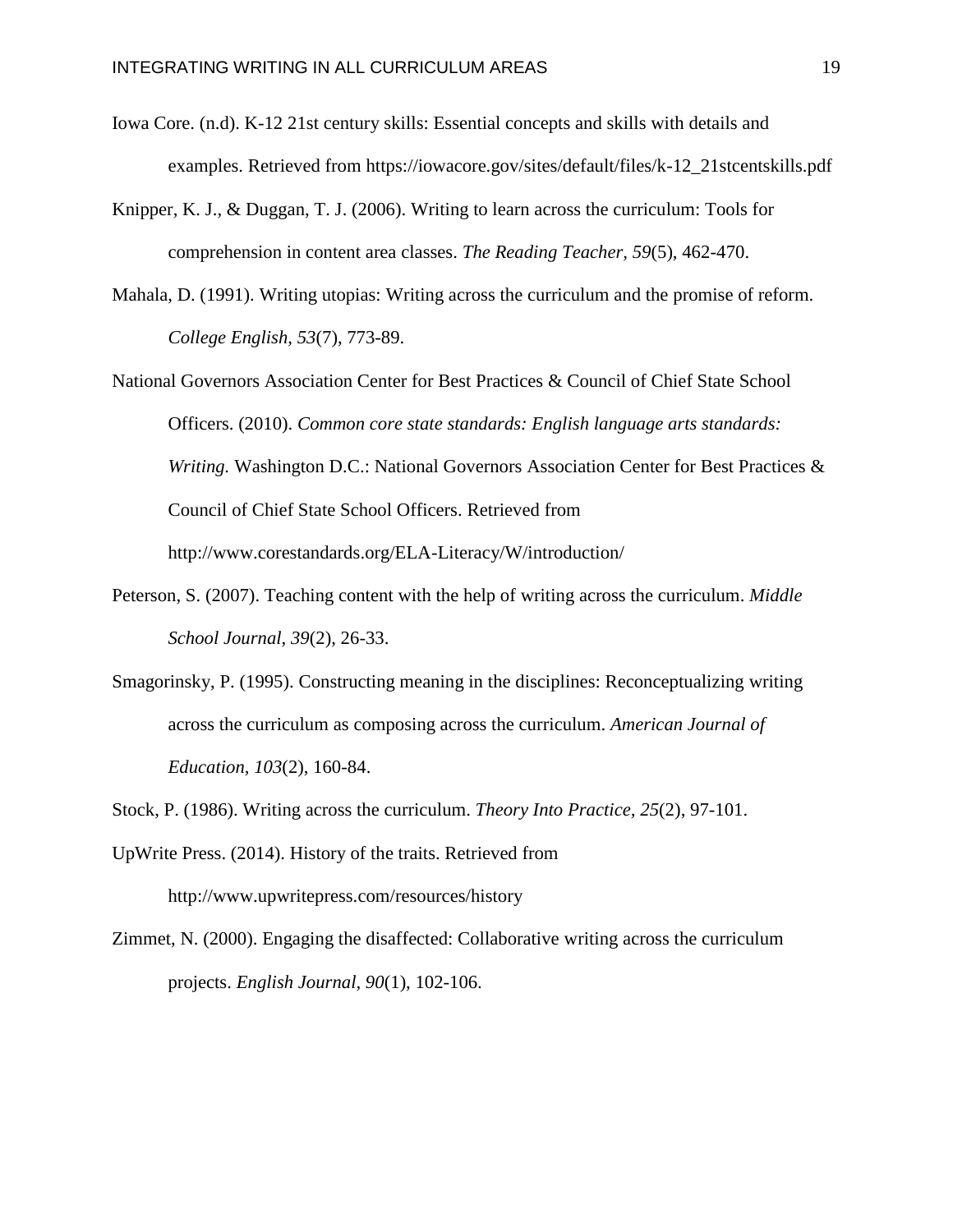Iowa Core. (n.d). K-12 21st century skills: Essential concepts and skills with details and examples. Retrieved from https://iowacore.gov/sites/default/files/k-12_21stcentskills.pdf

Knipper, K. J., & Duggan, T. J. (2006). Writing to learn across the curriculum: Tools for comprehension in content area classes. *The Reading Teacher, 59*(5), 462-470.

Mahala, D. (1991). Writing utopias: Writing across the curriculum and the promise of reform. *College English*, *53*(7), 773-89.

National Governors Association Center for Best Practices & Council of Chief State School Officers. (2010). *Common core state standards: English language arts standards: Writing.* Washington D.C.: National Governors Association Center for Best Practices & Council of Chief State School Officers. Retrieved from http://www.corestandards.org/ELA-Literacy/W/introduction/

Peterson, S. (2007). Teaching content with the help of writing across the curriculum. *Middle School Journal, 39*(2), 26-33.

Smagorinsky, P. (1995). Constructing meaning in the disciplines: Reconceptualizing writing across the curriculum as composing across the curriculum. *American Journal of Education, 103*(2), 160-84.

Stock, P. (1986). Writing across the curriculum. *Theory Into Practice, 25*(2), 97-101.

UpWrite Press. (2014). History of the traits. Retrieved from http://www.upwritepress.com/resources/history

Zimmet, N. (2000). Engaging the disaffected: Collaborative writing across the curriculum projects. *English Journal, 90*(1), 102-106.